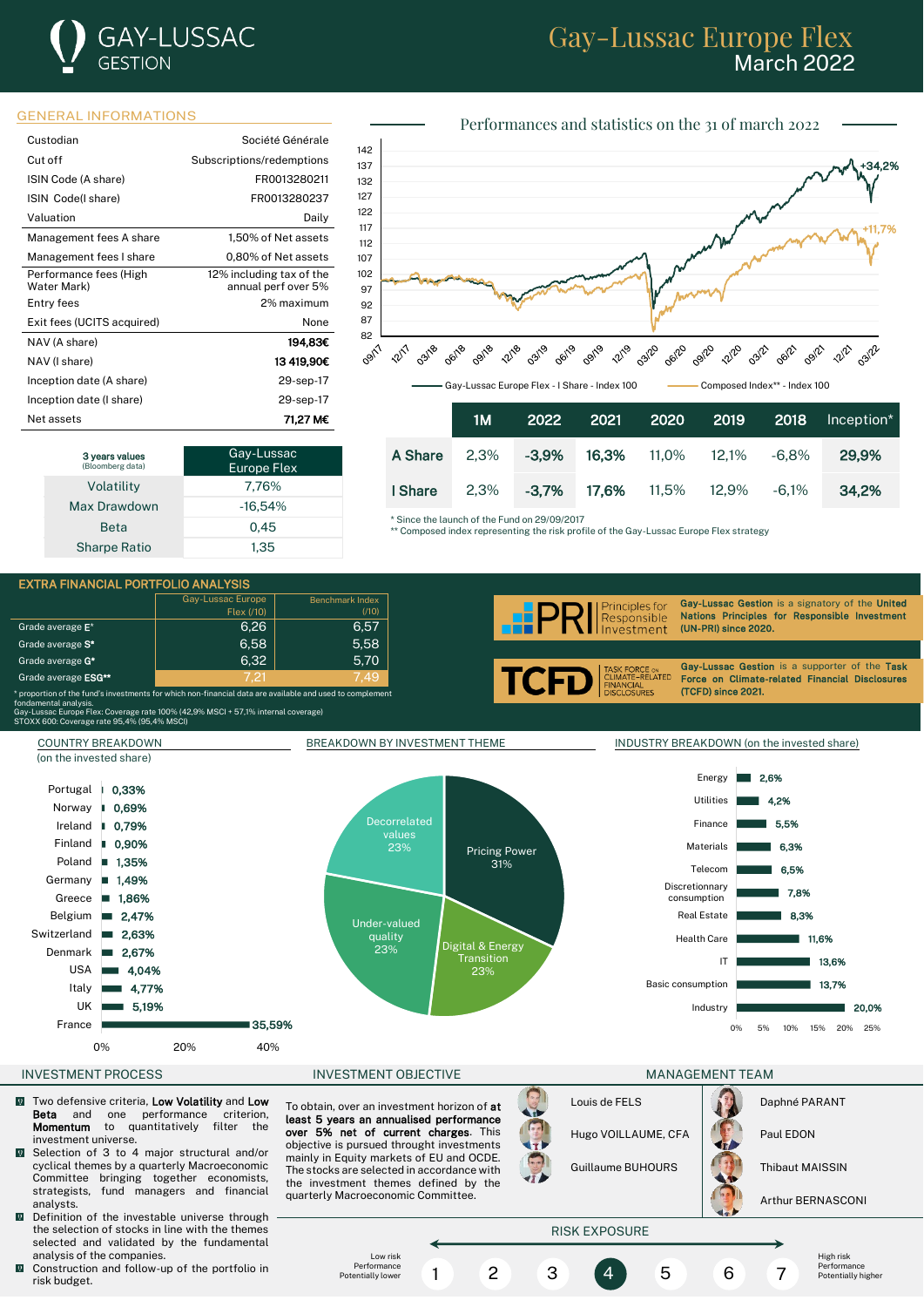# Gay-Lussac Europe Flex
## March 2022

GAY-LUSSAC GESTION

## GENERAL INFORMATIONS

| | |
|---|---|
| Custodian | Société Générale |
| Cut off | Subscriptions/redemptions |
| ISIN Code (A share) | FR0013280211 |
| ISIN Code(I share) | FR0013280237 |
| Valuation | Daily |
| Management fees A share | 1,50% of Net assets |
| Management fees I share | 0,80% of Net assets |
| Performance fees (High Water Mark) | 12% including tax of the annual perf over 5% |
| Entry fees | 2% maximum |
| Exit fees (UCITS acquired) | None |
| NAV (A share) | **194,83€** |
| NAV (I share) | **13 419,90€** |
| Inception date (A share) | 29-sep-17 |
| Inception date (I share) | 29-sep-17 |
| Net assets | **71,27 M€** |

| 3 years values (Bloomberg data) | Gay-Lussac Europe Flex |
|---|---|
| Volatility | 7,76% |
| Max Drawdown | -16,54% |
| Beta | 0,45 |
| Sharpe Ratio | 1,35 |

## Performances and statistics on the 31 of march 2022

Gay-Lussac Europe Flex - I Share - Index 100: +34,2% — Composed Index** - Index 100: +11,7%

| | 1M | 2022 | 2021 | 2020 | 2019 | 2018 | Inception* |
|---|---|---|---|---|---|---|---|
| **A Share** | 2,3% | **-3,9%** | **16,3%** | 11,0% | 12,1% | -6,8% | **29,9%** |
| **I Share** | 2,3% | **-3,7%** | **17,6%** | 11,5% | 12,9% | -6,1% | **34,2%** |

\* Since the launch of the Fund on 29/09/2017
** Composed index representing the risk profile of the Gay-Lussac Europe Flex strategy

## EXTRA FINANCIAL PORTFOLIO ANALYSIS

| | Gay-Lussac Europe Flex (/10) | Benchmark Index (/10) |
|---|---|---|
| Grade average E* | 6,26 | 6,57 |
| Grade average S* | 6,58 | 5,58 |
| Grade average G* | 6,32 | 5,70 |
| Grade average ESG** | 7,21 | 7,49 |

\* proportion of the fund's investments for which non-financial data are available and used to complement fondamental analysis.
Gay-Lussac Europe Flex: Coverage rate 100% (42,9% MSCI + 57,1% internal coverage)
STOXX 600: Coverage rate 95,4% (95,4% MSCI)

**Gay-Lussac Gestion** is a signatory of the **United Nations Principles for Responsible Investment (UN-PRI) since 2020.**

**Gay-Lussac Gestion** is a supporter of the **Task Force on Climate-related Financial Disclosures (TCFD) since 2021.**

## COUNTRY BREAKDOWN (on the invested share)

| Country | % |
|---|---|
| Portugal | 0,33% |
| Norway | 0,69% |
| Ireland | 0,79% |
| Finland | 0,90% |
| Poland | 1,35% |
| Germany | 1,49% |
| Greece | 1,86% |
| Belgium | 2,47% |
| Switzerland | 2,63% |
| Denmark | 2,67% |
| USA | 4,04% |
| Italy | 4,77% |
| UK | 5,19% |
| France | 35,59% |

## BREAKDOWN BY INVESTMENT THEME

| Theme | % |
|---|---|
| Pricing Power | 31% |
| Digital & Energy Transition | 23% |
| Under-valued quality | 23% |
| Decorrelated values | 23% |

## INDUSTRY BREAKDOWN (on the invested share)

| Industry | % |
|---|---|
| Energy | 2,6% |
| Utilities | 4,2% |
| Finance | 5,5% |
| Materials | 6,3% |
| Telecom | 6,5% |
| Discretionnary consumption | 7,8% |
| Real Estate | 8,3% |
| Health Care | 11,6% |
| IT | 13,6% |
| Basic consumption | 13,7% |
| Industry | 20,0% |

## INVESTMENT PROCESS

- Two defensive criteria, **Low Volatility** and **Low Beta** and one performance criterion, **Momentum** to quantitatively filter the investment universe.
- Selection of 3 to 4 major structural and/or cyclical themes by a quarterly Macroeconomic Committee bringing together economists, strategists, fund managers and financial analysts.
- Definition of the investable universe through the selection of stocks in line with the themes selected and validated by the fundamental analysis of the companies.
- Construction and follow-up of the portfolio in risk budget.

## INVESTMENT OBJECTIVE

To obtain, over an investment horizon of **at least 5 years an annualised performance over 5% net of current charges**. This objective is pursued through investments mainly in Equity markets of EU and OCDE. The stocks are selected in accordance with the investment themes defined by the quarterly Macroeconomic Committee.

## MANAGEMENT TEAM

- Louis de FELS
- Hugo VOILLAUME, CFA
- Guillaume BUHOURS
- Daphné PARANT
- Paul EDON
- Thibaut MAISSIN
- Arthur BERNASCONI

## RISK EXPOSURE

Low risk, Performance Potentially lower — 1 2 3 **4** 5 6 7 — High risk, Performance Potentially higher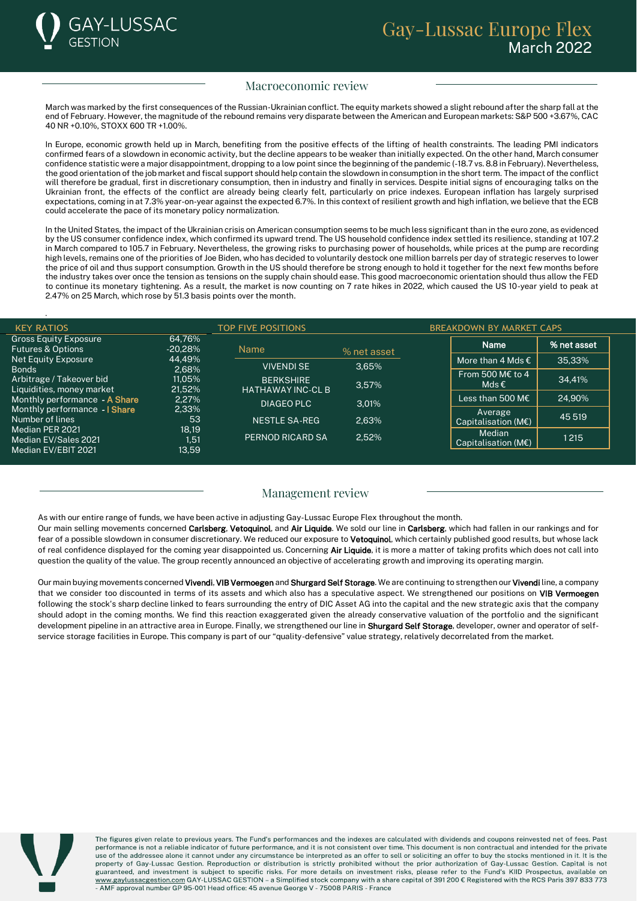# Gay-Lussac Europe Flex
March 2022

## Macroeconomic review

March was marked by the first consequences of the Russian-Ukrainian conflict. The equity markets showed a slight rebound after the sharp fall at the end of February. However, the magnitude of the rebound remains very disparate between the American and European markets: S&P 500 +3.67%, CAC 40 NR +0.10%, STOXX 600 TR +1.00%.

In Europe, economic growth held up in March, benefiting from the positive effects of the lifting of health constraints. The leading PMI indicators confirmed fears of a slowdown in economic activity, but the decline appears to be weaker than initially expected. On the other hand, March consumer confidence statistic were a major disappointment, dropping to a low point since the beginning of the pandemic (-18.7 vs. 8.8 in February). Nevertheless, the good orientation of the job market and fiscal support should help contain the slowdown in consumption in the short term. The impact of the conflict will therefore be gradual, first in discretionary consumption, then in industry and finally in services. Despite initial signs of encouraging talks on the Ukrainian front, the effects of the conflict are already being clearly felt, particularly on price indexes. European inflation has largely surprised expectations, coming in at 7.3% year-on-year against the expected 6.7%. In this context of resilient growth and high inflation, we believe that the ECB could accelerate the pace of its monetary policy normalization.

In the United States, the impact of the Ukrainian crisis on American consumption seems to be much less significant than in the euro zone, as evidenced by the US consumer confidence index, which confirmed its upward trend. The US household confidence index settled its resilience, standing at 107.2 in March compared to 105.7 in February. Nevertheless, the growing risks to purchasing power of households, while prices at the pump are recording high levels, remains one of the priorities of Joe Biden, who has decided to voluntarily destock one million barrels per day of strategic reserves to lower the price of oil and thus support consumption. Growth in the US should therefore be strong enough to hold it together for the next few months before the industry takes over once the tension as tensions on the supply chain should ease. This good macroeconomic orientation should thus allow the FED to continue its monetary tightening. As a result, the market is now counting on 7 rate hikes in 2022, which caused the US 10-year yield to peak at 2.47% on 25 March, which rose by 51.3 basis points over the month.

### KEY RATIOS

| | |
|---|---|
| Gross Equity Exposure | 64,76% |
| Futures & Options | -20,28% |
| Net Equity Exposure | 44,49% |
| Bonds | 2,68% |
| Arbitrage / Takeover bid | 11,05% |
| Liquidities, money market | 21,52% |
| Monthly performance - A Share | 2,27% |
| Monthly performance - I Share | 2,33% |
| Number of lines | 53 |
| Median PER 2021 | 18,19 |
| Median EV/Sales 2021 | 1,51 |
| Median EV/EBIT 2021 | 13,59 |

### TOP FIVE POSITIONS

| Name | % net asset |
|---|---|
| VIVENDI SE | 3,65% |
| BERKSHIRE HATHAWAY INC-CL B | 3,57% |
| DIAGEO PLC | 3,01% |
| NESTLE SA-REG | 2,63% |
| PERNOD RICARD SA | 2,52% |

### BREAKDOWN BY MARKET CAPS

| Name | % net asset |
|---|---|
| More than 4 Mds € | 35,33% |
| From 500 M€ to 4 Mds € | 34,41% |
| Less than 500 M€ | 24,90% |
| Average Capitalisation (M€) | 45 519 |
| Median Capitalisation (M€) | 1 215 |

## Management review

As with our entire range of funds, we have been active in adjusting Gay-Lussac Europe Flex throughout the month.
Our main selling movements concerned **Carlsberg**, **Vetoquinol**, and **Air Liquide**. We sold our line in **Carlsberg**, which had fallen in our rankings and for fear of a possible slowdown in consumer discretionary. We reduced our exposure to **Vetoquinol**, which certainly published good results, but whose lack of real confidence displayed for the coming year disappointed us. Concerning **Air Liquide**, it is more a matter of taking profits which does not call into question the quality of the value. The group recently announced an objective of accelerating growth and improving its operating margin.

Our main buying movements concerned **Vivendi**, **VIB Vermoegen** and **Shurgard Self Storage**. We are continuing to strengthen our **Vivendi** line, a company that we consider too discounted in terms of its assets and which also has a speculative aspect. We strengthened our positions on **VIB Vermoegen** following the stock's sharp decline linked to fears surrounding the entry of DIC Asset AG into the capital and the new strategic axis that the company should adopt in the coming months. We find this reaction exaggerated given the already conservative valuation of the portfolio and the significant development pipeline in an attractive area in Europe. Finally, we strengthened our line in **Shurgard Self Storage**, developer, owner and operator of self-service storage facilities in Europe. This company is part of our "quality-defensive" value strategy, relatively decorrelated from the market.

The figures given relate to previous years. The Fund's performances and the indexes are calculated with dividends and coupons reinvested net of fees. Past performance is not a reliable indicator of future performance, and it is not consistent over time. This document is non contractual and intended for the private use of the addressee alone it cannot under any circumstance be interpreted as an offer to sell or soliciting an offer to buy the stocks mentioned in it. It is the property of Gay-Lussac Gestion. Reproduction or distribution is strictly prohibited without the prior authorization of Gay-Lussac Gestion. Capital is not guaranteed, and investment is subject to specific risks. For more details on investment risks, please refer to the Fund's KIID Prospectus, available on www.gaylussacgestion.com GAY-LUSSAC GESTION – a Simplified stock company with a share capital of 391 200 € Registered with the RCS Paris 397 833 773 - AMF approval number GP 95-001 Head office: 45 avenue George V - 75008 PARIS - France